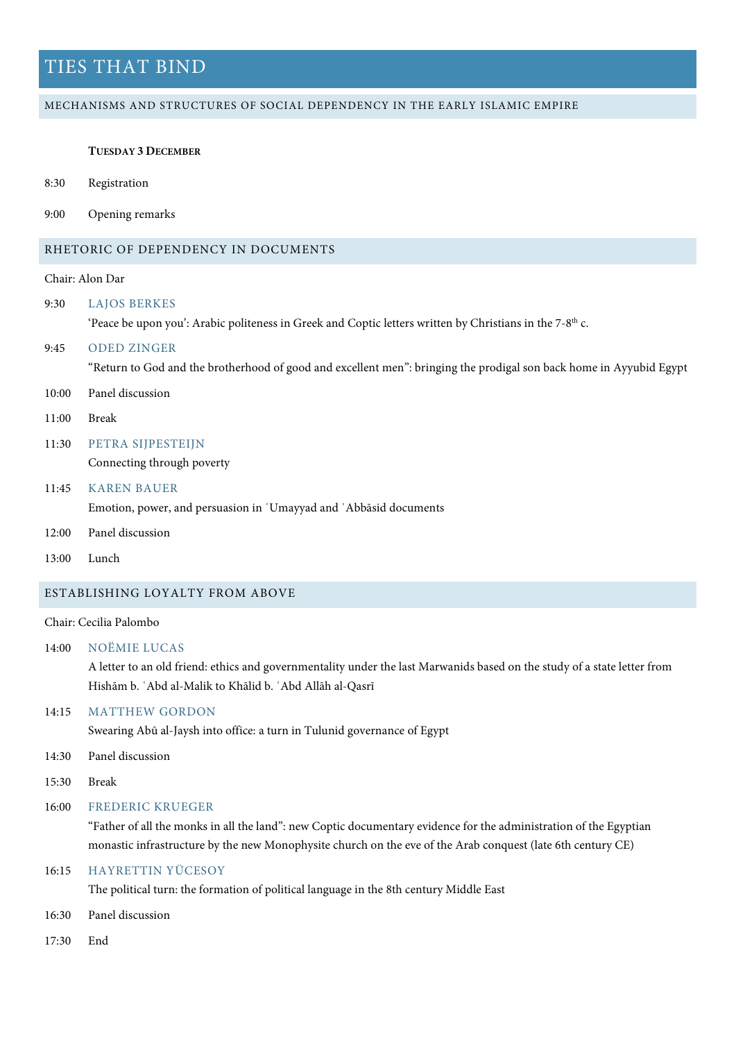# TIES THAT BIND

## MECHANISMS AND STRUCTURES OF SOCIAL DEPENDENCY IN THE EARLY ISLAMIC EMPIRE

**Tuesday 3 December**

8:30 Registration

9:00 Opening remarks

## RHETORIC OF DEPENDENCY IN DOCUMENTS

Chair: Alon Dar

9:30 LAJOS BERKES
‘Peace be upon you’: Arabic politeness in Greek and Coptic letters written by Christians in the 7-8th c.

9:45 ODED ZINGER
“Return to God and the brotherhood of good and excellent men”: bringing the prodigal son back home in Ayyubid Egypt

10:00 Panel discussion

11:00 Break

11:30 PETRA SIJPESTEIJN
Connecting through poverty

11:45 KAREN BAUER
Emotion, power, and persuasion in ʿUmayyad and ʿAbbāsid documents

12:00 Panel discussion

13:00 Lunch

## ESTABLISHING LOYALTY FROM ABOVE

Chair: Cecilia Palombo

14:00 NOËMIE LUCAS
A letter to an old friend: ethics and governmentality under the last Marwanids based on the study of a state letter from Hishām b. ʿAbd al-Malik to Khālid b. ʿAbd Allāh al-Qasrī

14:15 MATTHEW GORDON
Swearing Abū al-Jaysh into office: a turn in Tulunid governance of Egypt

14:30 Panel discussion

15:30 Break

16:00 FREDERIC KRUEGER
“Father of all the monks in all the land”: new Coptic documentary evidence for the administration of the Egyptian monastic infrastructure by the new Monophysite church on the eve of the Arab conquest (late 6th century CE)

16:15 HAYRETTIN YÜCESOY
The political turn: the formation of political language in the 8th century Middle East

16:30 Panel discussion

17:30 End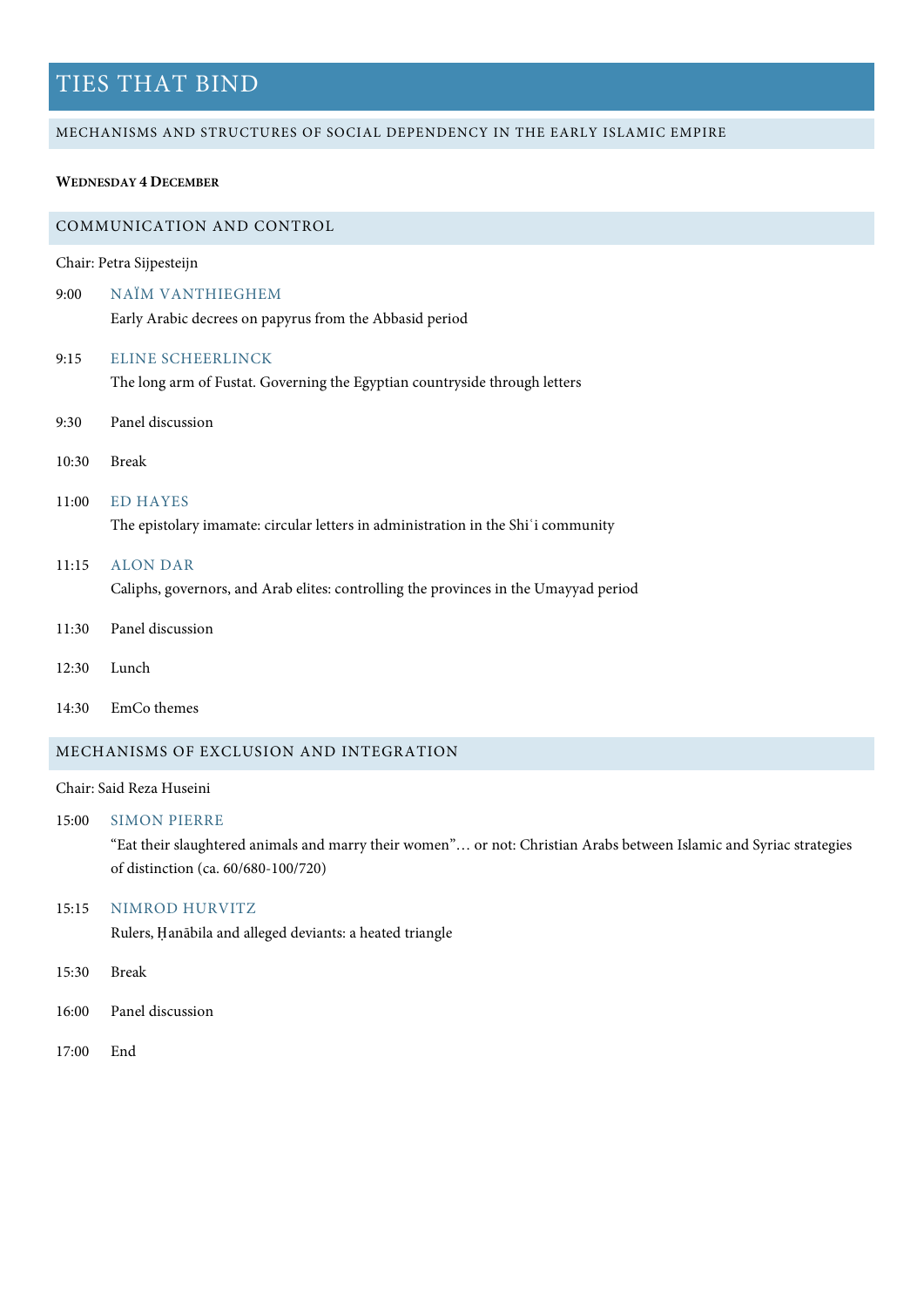# TIES THAT BIND

## MECHANISMS AND STRUCTURES OF SOCIAL DEPENDENCY IN THE EARLY ISLAMIC EMPIRE

**Wednesday 4 December**

### COMMUNICATION AND CONTROL

Chair: Petra Sijpesteijn

9:00 NAÏM VANTHIEGHEM
Early Arabic decrees on papyrus from the Abbasid period

9:15 ELINE SCHEERLINCK
The long arm of Fustat. Governing the Egyptian countryside through letters

9:30 Panel discussion

10:30 Break

11:00 ED HAYES
The epistolary imamate: circular letters in administration in the Shiʿi community

11:15 ALON DAR
Caliphs, governors, and Arab elites: controlling the provinces in the Umayyad period

11:30 Panel discussion

12:30 Lunch

14:30 EmCo themes

### MECHANISMS OF EXCLUSION AND INTEGRATION

Chair: Said Reza Huseini

15:00 SIMON PIERRE
"Eat their slaughtered animals and marry their women"… or not: Christian Arabs between Islamic and Syriac strategies of distinction (ca. 60/680-100/720)

15:15 NIMROD HURVITZ
Rulers, Ḥanābila and alleged deviants: a heated triangle

15:30 Break

16:00 Panel discussion

17:00 End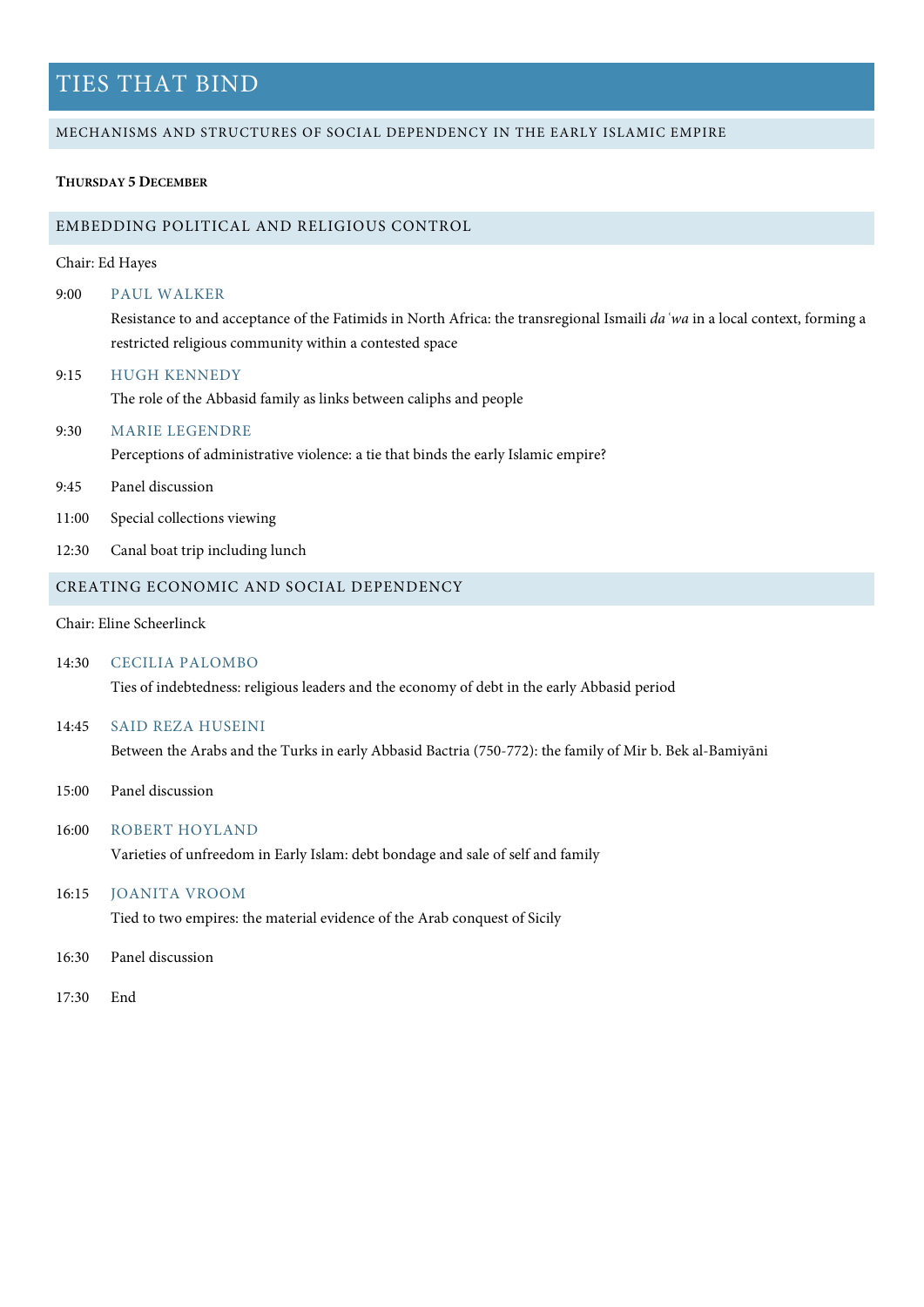# TIES THAT BIND

## MECHANISMS AND STRUCTURES OF SOCIAL DEPENDENCY IN THE EARLY ISLAMIC EMPIRE

**THURSDAY 5 DECEMBER**

## EMBEDDING POLITICAL AND RELIGIOUS CONTROL

Chair: Ed Hayes

9:00 PAUL WALKER

Resistance to and acceptance of the Fatimids in North Africa: the transregional Ismaili *daʿwa* in a local context, forming a restricted religious community within a contested space

9:15 HUGH KENNEDY

The role of the Abbasid family as links between caliphs and people

9:30 MARIE LEGENDRE

Perceptions of administrative violence: a tie that binds the early Islamic empire?

9:45 Panel discussion

11:00 Special collections viewing

12:30 Canal boat trip including lunch

## CREATING ECONOMIC AND SOCIAL DEPENDENCY

Chair: Eline Scheerlinck

14:30 CECILIA PALOMBO

Ties of indebtedness: religious leaders and the economy of debt in the early Abbasid period

14:45 SAID REZA HUSEINI

Between the Arabs and the Turks in early Abbasid Bactria (750-772): the family of Mir b. Bek al-Bamiyāni

15:00 Panel discussion

16:00 ROBERT HOYLAND

Varieties of unfreedom in Early Islam: debt bondage and sale of self and family

16:15 JOANITA VROOM

Tied to two empires: the material evidence of the Arab conquest of Sicily

16:30 Panel discussion

17:30 End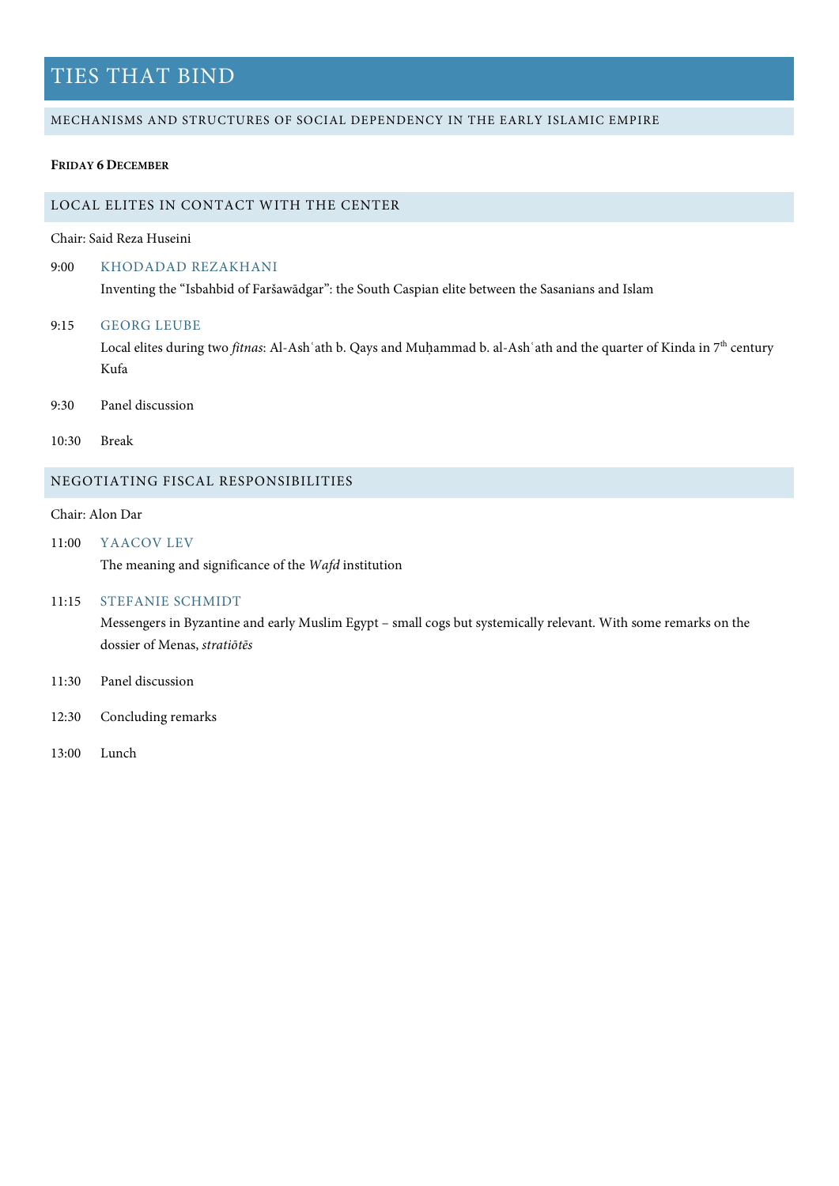# TIES THAT BIND

## MECHANISMS AND STRUCTURES OF SOCIAL DEPENDENCY IN THE EARLY ISLAMIC EMPIRE

**FRIDAY 6 DECEMBER**

### LOCAL ELITES IN CONTACT WITH THE CENTER

Chair: Said Reza Huseini

9:00 KHODADAD REZAKHANI
Inventing the "Isbahbid of Faršawādgar": the South Caspian elite between the Sasanians and Islam

9:15 GEORG LEUBE
Local elites during two *fitnas*: Al-Ashʿath b. Qays and Muḥammad b. al-Ashʿath and the quarter of Kinda in 7th century Kufa

9:30 Panel discussion

10:30 Break

### NEGOTIATING FISCAL RESPONSIBILITIES

Chair: Alon Dar

11:00 YAACOV LEV
The meaning and significance of the *Wafd* institution

11:15 STEFANIE SCHMIDT
Messengers in Byzantine and early Muslim Egypt – small cogs but systemically relevant. With some remarks on the dossier of Menas, *stratiōtēs*

11:30 Panel discussion

12:30 Concluding remarks

13:00 Lunch